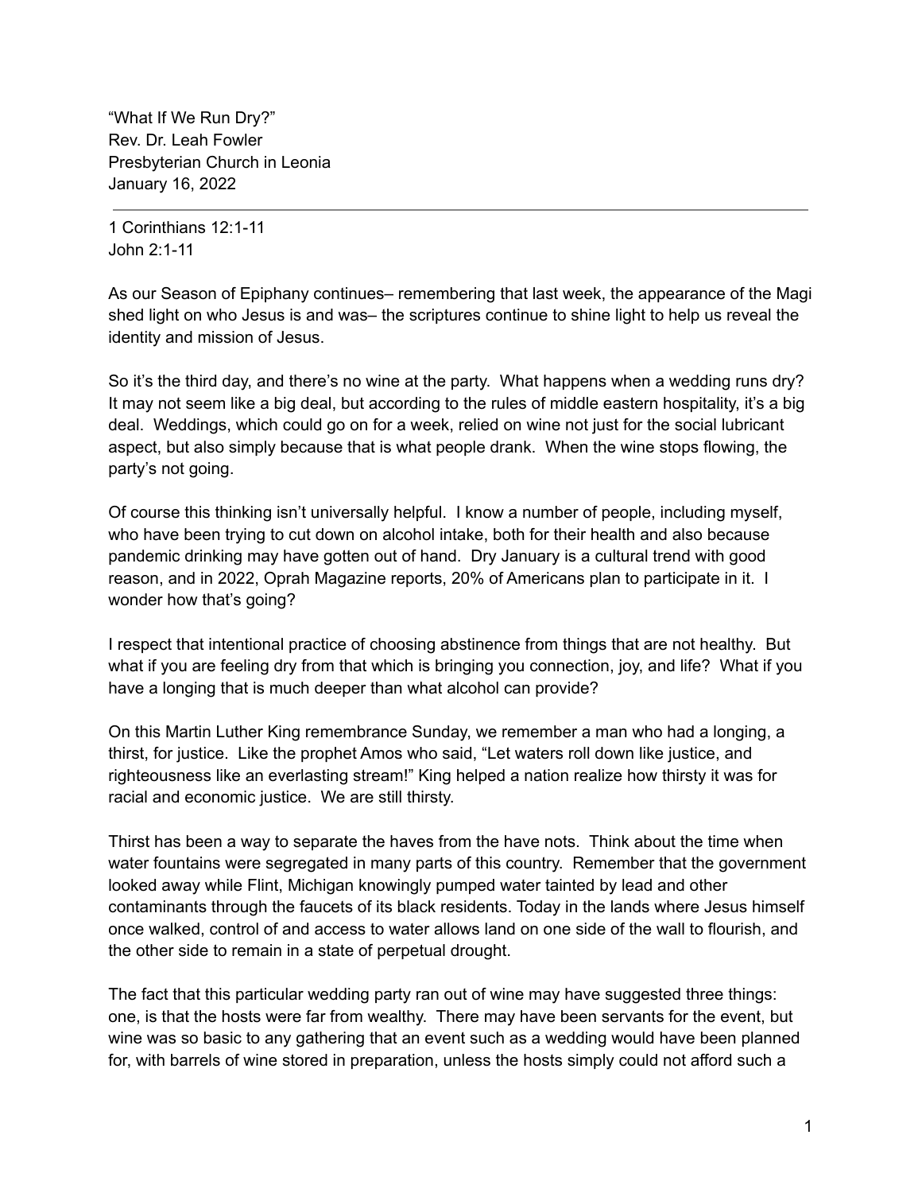"What If We Run Dry?"
Rev. Dr. Leah Fowler
Presbyterian Church in Leonia
January 16, 2022

---

1 Corinthians 12:1-11
John 2:1-11

As our Season of Epiphany continues– remembering that last week, the appearance of the Magi shed light on who Jesus is and was– the scriptures continue to shine light to help us reveal the identity and mission of Jesus.

So it's the third day, and there's no wine at the party. What happens when a wedding runs dry? It may not seem like a big deal, but according to the rules of middle eastern hospitality, it's a big deal. Weddings, which could go on for a week, relied on wine not just for the social lubricant aspect, but also simply because that is what people drank. When the wine stops flowing, the party's not going.

Of course this thinking isn't universally helpful. I know a number of people, including myself, who have been trying to cut down on alcohol intake, both for their health and also because pandemic drinking may have gotten out of hand. Dry January is a cultural trend with good reason, and in 2022, Oprah Magazine reports, 20% of Americans plan to participate in it. I wonder how that's going?

I respect that intentional practice of choosing abstinence from things that are not healthy. But what if you are feeling dry from that which is bringing you connection, joy, and life? What if you have a longing that is much deeper than what alcohol can provide?

On this Martin Luther King remembrance Sunday, we remember a man who had a longing, a thirst, for justice. Like the prophet Amos who said, "Let waters roll down like justice, and righteousness like an everlasting stream!" King helped a nation realize how thirsty it was for racial and economic justice. We are still thirsty.

Thirst has been a way to separate the haves from the have nots. Think about the time when water fountains were segregated in many parts of this country. Remember that the government looked away while Flint, Michigan knowingly pumped water tainted by lead and other contaminants through the faucets of its black residents. Today in the lands where Jesus himself once walked, control of and access to water allows land on one side of the wall to flourish, and the other side to remain in a state of perpetual drought.

The fact that this particular wedding party ran out of wine may have suggested three things: one, is that the hosts were far from wealthy. There may have been servants for the event, but wine was so basic to any gathering that an event such as a wedding would have been planned for, with barrels of wine stored in preparation, unless the hosts simply could not afford such a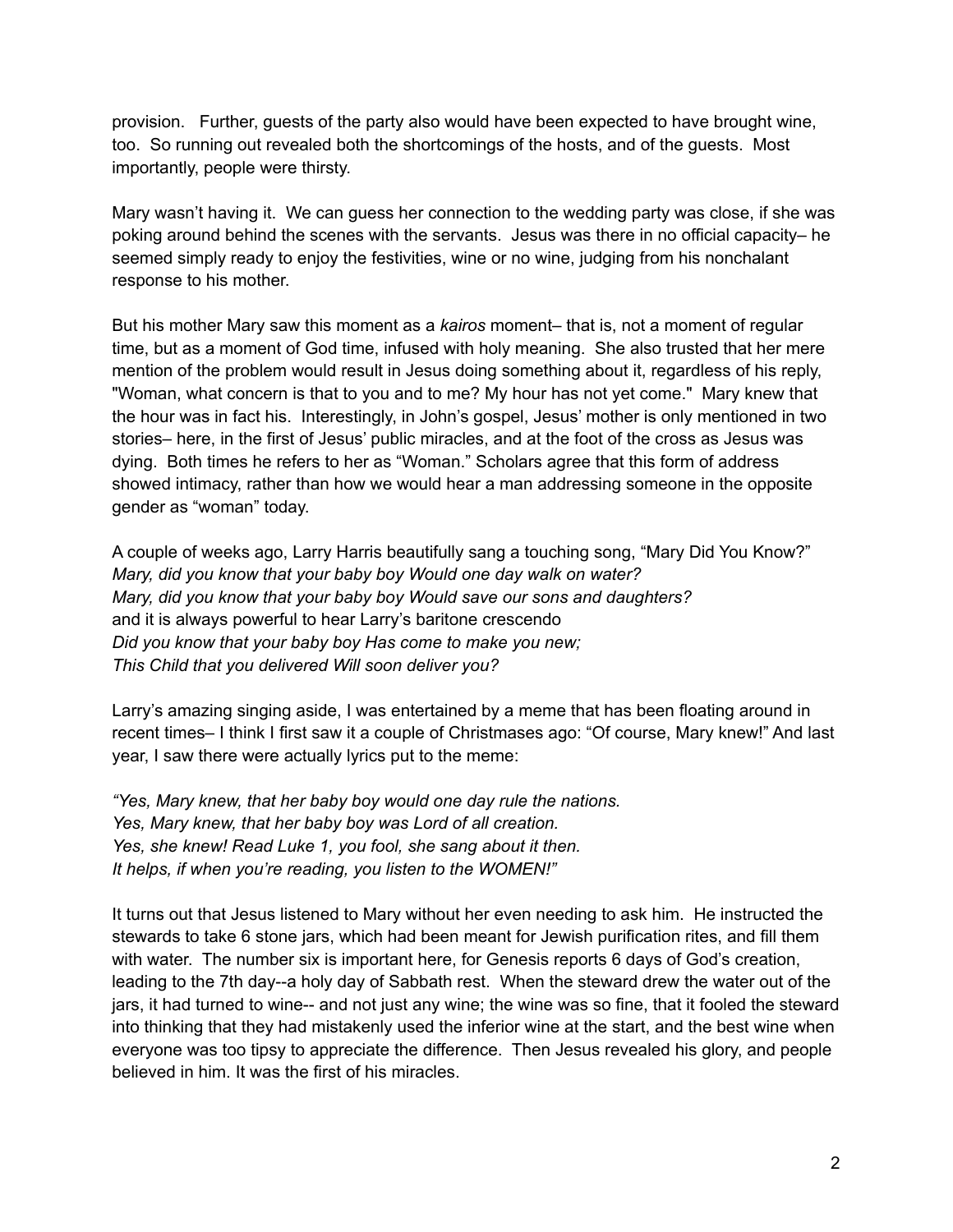provision. Further, guests of the party also would have been expected to have brought wine, too. So running out revealed both the shortcomings of the hosts, and of the guests. Most importantly, people were thirsty.

Mary wasn't having it. We can guess her connection to the wedding party was close, if she was poking around behind the scenes with the servants. Jesus was there in no official capacity– he seemed simply ready to enjoy the festivities, wine or no wine, judging from his nonchalant response to his mother.

But his mother Mary saw this moment as a *kairos* moment– that is, not a moment of regular time, but as a moment of God time, infused with holy meaning. She also trusted that her mere mention of the problem would result in Jesus doing something about it, regardless of his reply, "Woman, what concern is that to you and to me? My hour has not yet come." Mary knew that the hour was in fact his. Interestingly, in John's gospel, Jesus' mother is only mentioned in two stories– here, in the first of Jesus' public miracles, and at the foot of the cross as Jesus was dying. Both times he refers to her as "Woman." Scholars agree that this form of address showed intimacy, rather than how we would hear a man addressing someone in the opposite gender as "woman" today.

A couple of weeks ago, Larry Harris beautifully sang a touching song, "Mary Did You Know?"
*Mary, did you know that your baby boy Would one day walk on water?*
*Mary, did you know that your baby boy Would save our sons and daughters?*
and it is always powerful to hear Larry's baritone crescendo
*Did you know that your baby boy Has come to make you new;*
*This Child that you delivered Will soon deliver you?*

Larry's amazing singing aside, I was entertained by a meme that has been floating around in recent times– I think I first saw it a couple of Christmases ago: "Of course, Mary knew!" And last year, I saw there were actually lyrics put to the meme:

*"Yes, Mary knew, that her baby boy would one day rule the nations.*
*Yes, Mary knew, that her baby boy was Lord of all creation.*
*Yes, she knew! Read Luke 1, you fool, she sang about it then.*
*It helps, if when you're reading, you listen to the WOMEN!"*

It turns out that Jesus listened to Mary without her even needing to ask him. He instructed the stewards to take 6 stone jars, which had been meant for Jewish purification rites, and fill them with water. The number six is important here, for Genesis reports 6 days of God's creation, leading to the 7th day--a holy day of Sabbath rest. When the steward drew the water out of the jars, it had turned to wine-- and not just any wine; the wine was so fine, that it fooled the steward into thinking that they had mistakenly used the inferior wine at the start, and the best wine when everyone was too tipsy to appreciate the difference. Then Jesus revealed his glory, and people believed in him. It was the first of his miracles.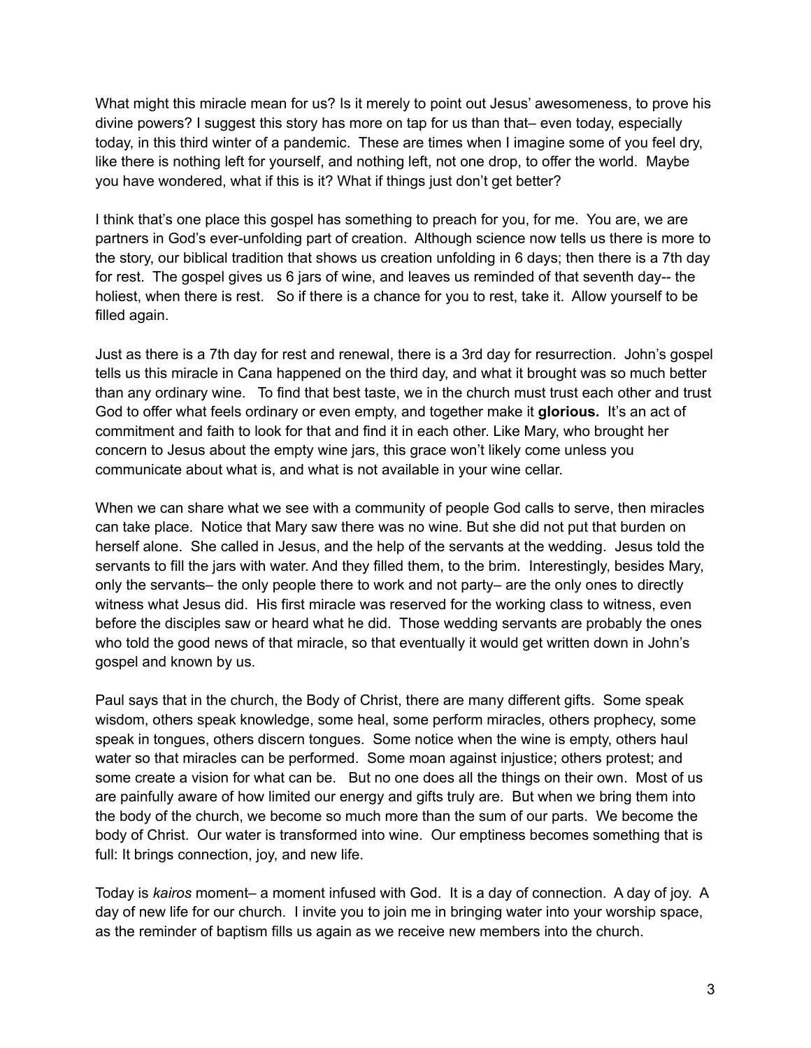What might this miracle mean for us? Is it merely to point out Jesus' awesomeness, to prove his divine powers? I suggest this story has more on tap for us than that– even today, especially today, in this third winter of a pandemic. These are times when I imagine some of you feel dry, like there is nothing left for yourself, and nothing left, not one drop, to offer the world. Maybe you have wondered, what if this is it? What if things just don't get better?

I think that's one place this gospel has something to preach for you, for me. You are, we are partners in God's ever-unfolding part of creation. Although science now tells us there is more to the story, our biblical tradition that shows us creation unfolding in 6 days; then there is a 7th day for rest. The gospel gives us 6 jars of wine, and leaves us reminded of that seventh day-- the holiest, when there is rest. So if there is a chance for you to rest, take it. Allow yourself to be filled again.

Just as there is a 7th day for rest and renewal, there is a 3rd day for resurrection. John's gospel tells us this miracle in Cana happened on the third day, and what it brought was so much better than any ordinary wine. To find that best taste, we in the church must trust each other and trust God to offer what feels ordinary or even empty, and together make it **glorious.** It's an act of commitment and faith to look for that and find it in each other. Like Mary, who brought her concern to Jesus about the empty wine jars, this grace won't likely come unless you communicate about what is, and what is not available in your wine cellar.

When we can share what we see with a community of people God calls to serve, then miracles can take place. Notice that Mary saw there was no wine. But she did not put that burden on herself alone. She called in Jesus, and the help of the servants at the wedding. Jesus told the servants to fill the jars with water. And they filled them, to the brim. Interestingly, besides Mary, only the servants– the only people there to work and not party– are the only ones to directly witness what Jesus did. His first miracle was reserved for the working class to witness, even before the disciples saw or heard what he did. Those wedding servants are probably the ones who told the good news of that miracle, so that eventually it would get written down in John's gospel and known by us.

Paul says that in the church, the Body of Christ, there are many different gifts. Some speak wisdom, others speak knowledge, some heal, some perform miracles, others prophecy, some speak in tongues, others discern tongues. Some notice when the wine is empty, others haul water so that miracles can be performed. Some moan against injustice; others protest; and some create a vision for what can be. But no one does all the things on their own. Most of us are painfully aware of how limited our energy and gifts truly are. But when we bring them into the body of the church, we become so much more than the sum of our parts. We become the body of Christ. Our water is transformed into wine. Our emptiness becomes something that is full: It brings connection, joy, and new life.

Today is *kairos* moment– a moment infused with God. It is a day of connection. A day of joy. A day of new life for our church. I invite you to join me in bringing water into your worship space, as the reminder of baptism fills us again as we receive new members into the church.